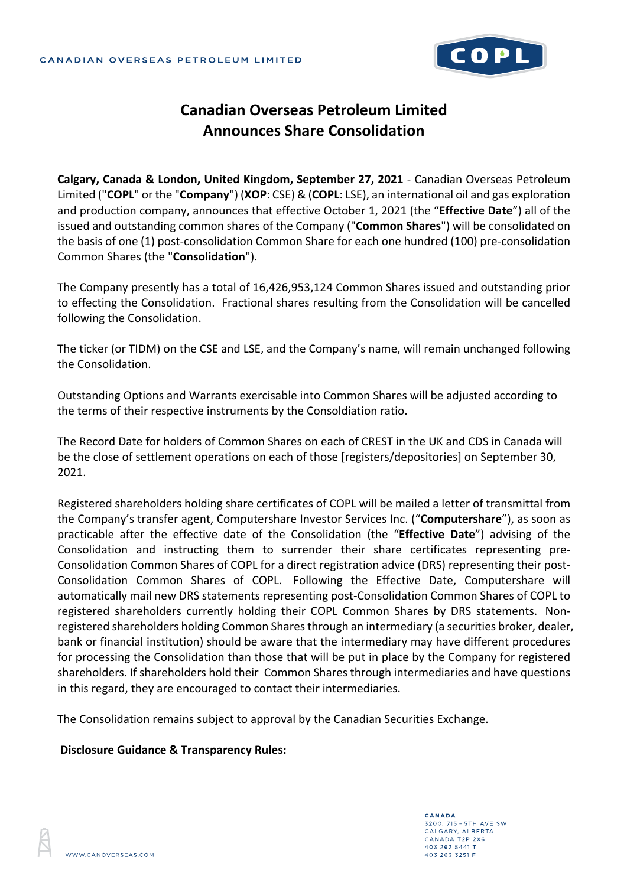CANADIAN OVERSEAS PETROLEUM LIMITED

# Canadian Overseas Petroleum Limited Announces Share Consolidation

**Calgary, Canada & London, United Kingdom, September 27, 2021** - Canadian Overseas Petroleum Limited ("**COPL**" or the "**Company**") (**XOP**: CSE) & (**COPL**: LSE), an international oil and gas exploration and production company, announces that effective October 1, 2021 (the "**Effective Date**") all of the issued and outstanding common shares of the Company ("**Common Shares**") will be consolidated on the basis of one (1) post-consolidation Common Share for each one hundred (100) pre-consolidation Common Shares (the "**Consolidation**").

The Company presently has a total of 16,426,953,124 Common Shares issued and outstanding prior to effecting the Consolidation. Fractional shares resulting from the Consolidation will be cancelled following the Consolidation.

The ticker (or TIDM) on the CSE and LSE, and the Company's name, will remain unchanged following the Consolidation.

Outstanding Options and Warrants exercisable into Common Shares will be adjusted according to the terms of their respective instruments by the Consoldiation ratio.

The Record Date for holders of Common Shares on each of CREST in the UK and CDS in Canada will be the close of settlement operations on each of those [registers/depositories] on September 30, 2021.

Registered shareholders holding share certificates of COPL will be mailed a letter of transmittal from the Company's transfer agent, Computershare Investor Services Inc. ("**Computershare**"), as soon as practicable after the effective date of the Consolidation (the "**Effective Date**") advising of the Consolidation and instructing them to surrender their share certificates representing pre-Consolidation Common Shares of COPL for a direct registration advice (DRS) representing their post-Consolidation Common Shares of COPL. Following the Effective Date, Computershare will automatically mail new DRS statements representing post-Consolidation Common Shares of COPL to registered shareholders currently holding their COPL Common Shares by DRS statements. Non-registered shareholders holding Common Shares through an intermediary (a securities broker, dealer, bank or financial institution) should be aware that the intermediary may have different procedures for processing the Consolidation than those that will be put in place by the Company for registered shareholders. If shareholders hold their Common Shares through intermediaries and have questions in this regard, they are encouraged to contact their intermediaries.

The Consolidation remains subject to approval by the Canadian Securities Exchange.

**Disclosure Guidance & Transparency Rules:**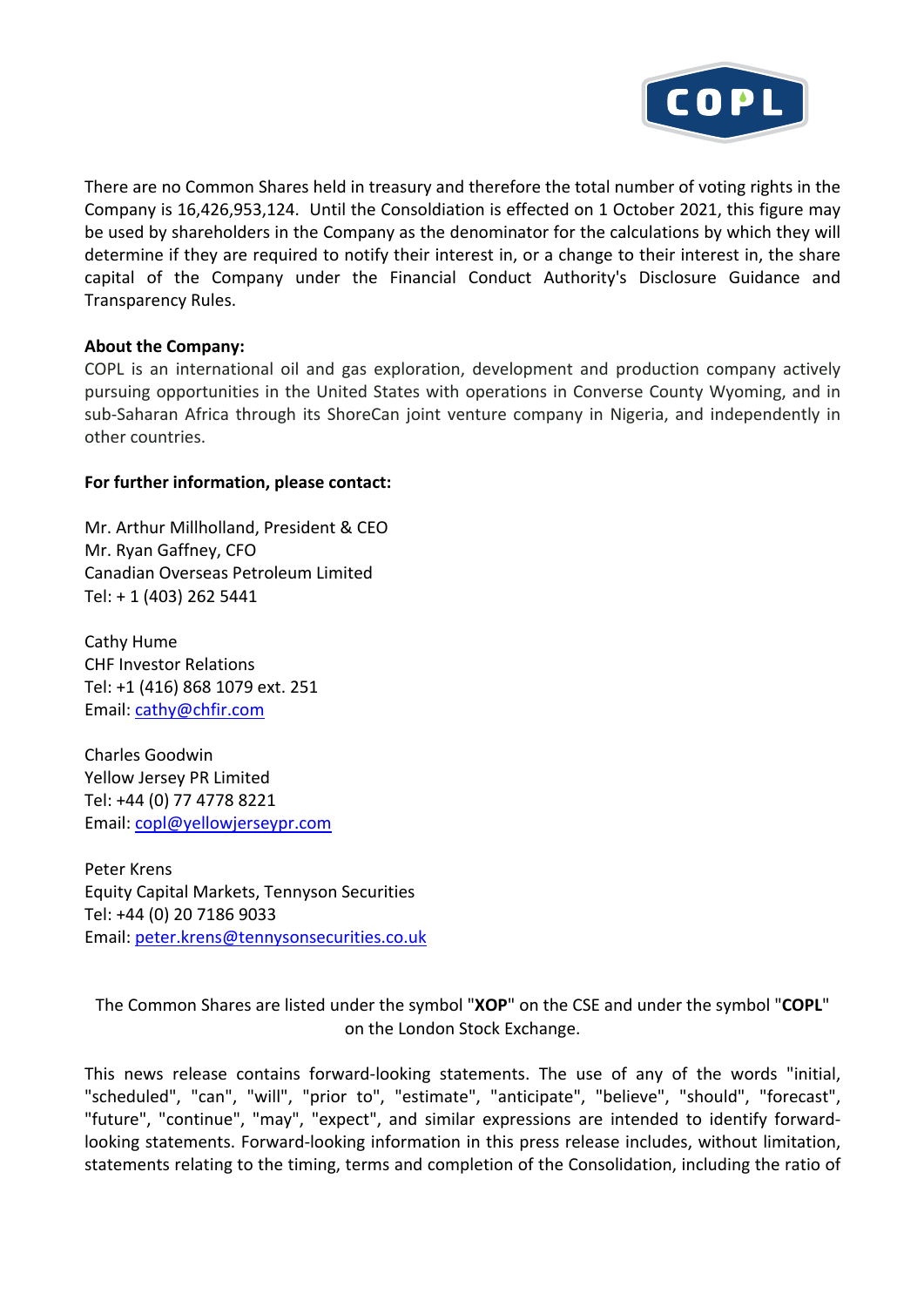There are no Common Shares held in treasury and therefore the total number of voting rights in the Company is 16,426,953,124. Until the Consoldiation is effected on 1 October 2021, this figure may be used by shareholders in the Company as the denominator for the calculations by which they will determine if they are required to notify their interest in, or a change to their interest in, the share capital of the Company under the Financial Conduct Authority's Disclosure Guidance and Transparency Rules.

**About the Company:**
COPL is an international oil and gas exploration, development and production company actively pursuing opportunities in the United States with operations in Converse County Wyoming, and in sub-Saharan Africa through its ShoreCan joint venture company in Nigeria, and independently in other countries.

**For further information, please contact:**

Mr. Arthur Millholland, President & CEO
Mr. Ryan Gaffney, CFO
Canadian Overseas Petroleum Limited
Tel: + 1 (403) 262 5441

Cathy Hume
CHF Investor Relations
Tel: +1 (416) 868 1079 ext. 251
Email: cathy@chfir.com

Charles Goodwin
Yellow Jersey PR Limited
Tel: +44 (0) 77 4778 8221
Email: copl@yellowjerseypr.com

Peter Krens
Equity Capital Markets, Tennyson Securities
Tel: +44 (0) 20 7186 9033
Email: peter.krens@tennysonsecurities.co.uk

The Common Shares are listed under the symbol "**XOP**" on the CSE and under the symbol "**COPL**" on the London Stock Exchange.

This news release contains forward-looking statements. The use of any of the words "initial, "scheduled", "can", "will", "prior to", "estimate", "anticipate", "believe", "should", "forecast", "future", "continue", "may", "expect", and similar expressions are intended to identify forward-looking statements. Forward-looking information in this press release includes, without limitation, statements relating to the timing, terms and completion of the Consolidation, including the ratio of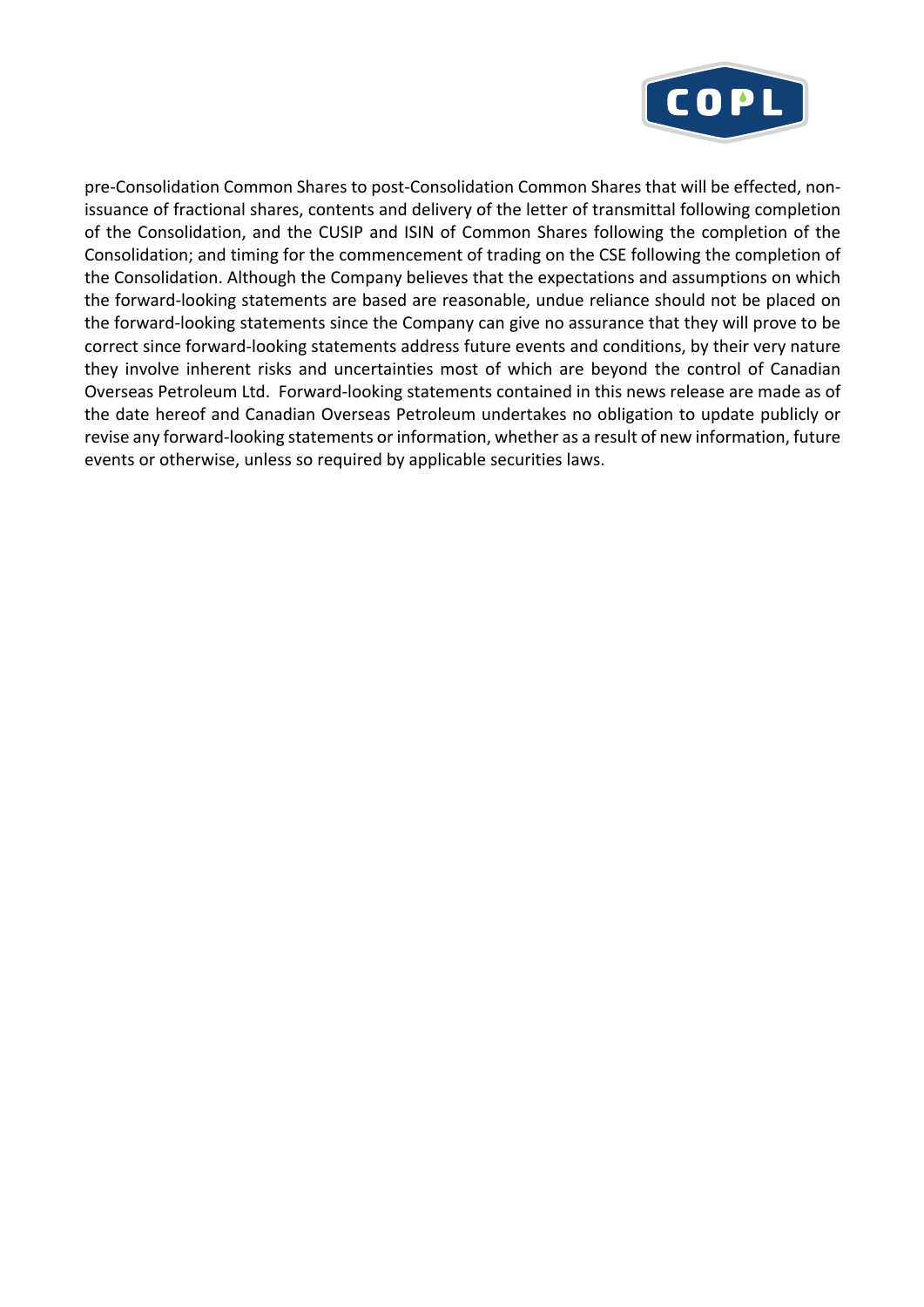pre-Consolidation Common Shares to post-Consolidation Common Shares that will be effected, non-issuance of fractional shares, contents and delivery of the letter of transmittal following completion of the Consolidation, and the CUSIP and ISIN of Common Shares following the completion of the Consolidation; and timing for the commencement of trading on the CSE following the completion of the Consolidation. Although the Company believes that the expectations and assumptions on which the forward-looking statements are based are reasonable, undue reliance should not be placed on the forward-looking statements since the Company can give no assurance that they will prove to be correct since forward-looking statements address future events and conditions, by their very nature they involve inherent risks and uncertainties most of which are beyond the control of Canadian Overseas Petroleum Ltd. Forward-looking statements contained in this news release are made as of the date hereof and Canadian Overseas Petroleum undertakes no obligation to update publicly or revise any forward-looking statements or information, whether as a result of new information, future events or otherwise, unless so required by applicable securities laws.